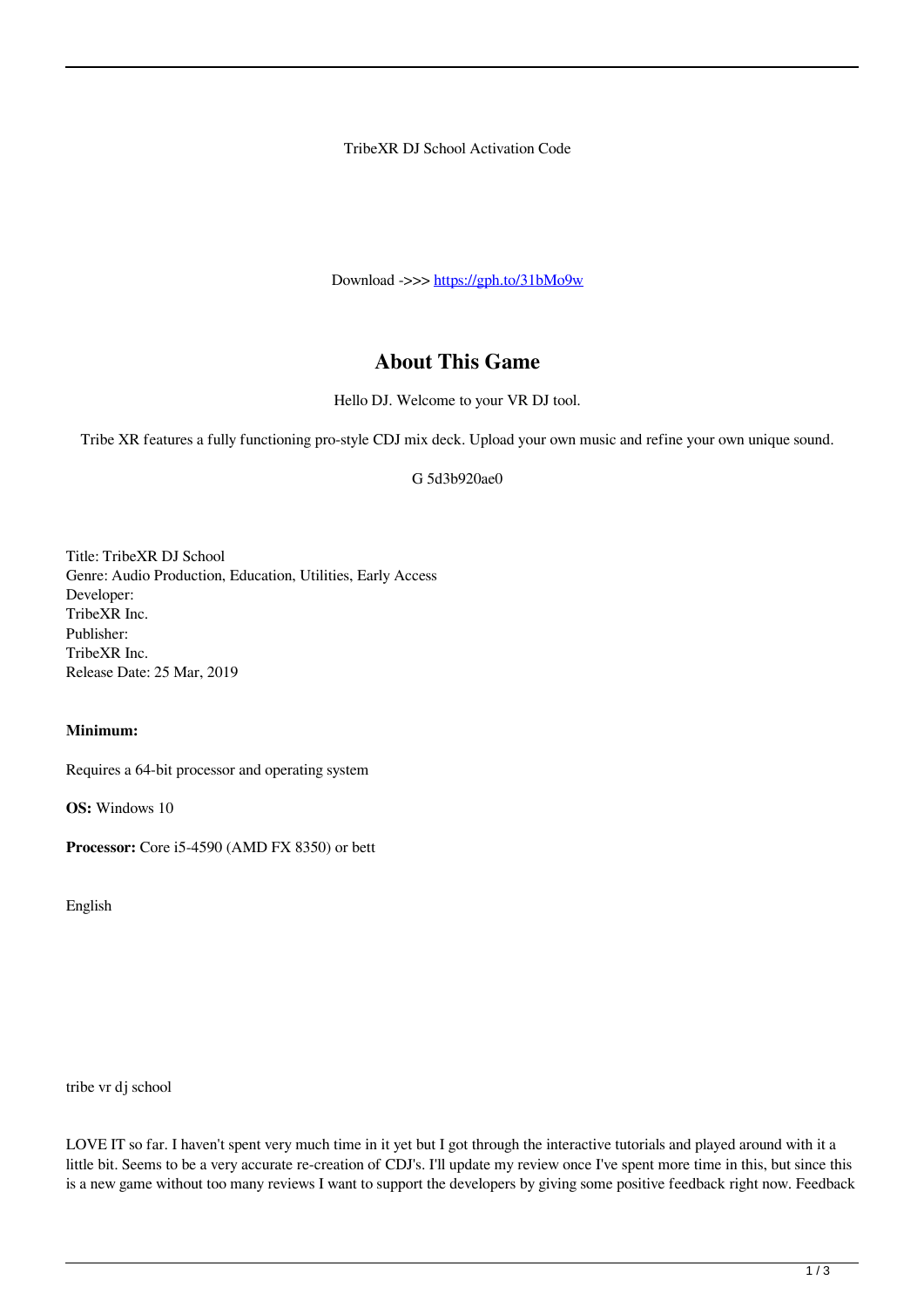TribeXR DJ School Activation Code

Download ->>> [https://gph.to/31bMo9w](https://gph.to/31bMo9w)

## About This Game

Hello DJ. Welcome to your VR DJ tool.

Tribe XR features a fully functioning pro-style CDJ mix deck. Upload your own music and refine your own unique sound.

G 5d3b920ae0

Title: TribeXR DJ School
Genre: Audio Production, Education, Utilities, Early Access
Developer:
TribeXR Inc.
Publisher:
TribeXR Inc.
Release Date: 25 Mar, 2019

**Minimum:**

Requires a 64-bit processor and operating system

**OS:** Windows 10

**Processor:** Core i5-4590 (AMD FX 8350) or bett

English

tribe vr dj school

LOVE IT so far. I haven't spent very much time in it yet but I got through the interactive tutorials and played around with it a little bit. Seems to be a very accurate re-creation of CDJ's. I'll update my review once I've spent more time in this, but since this is a new game without too many reviews I want to support the developers by giving some positive feedback right now. Feedback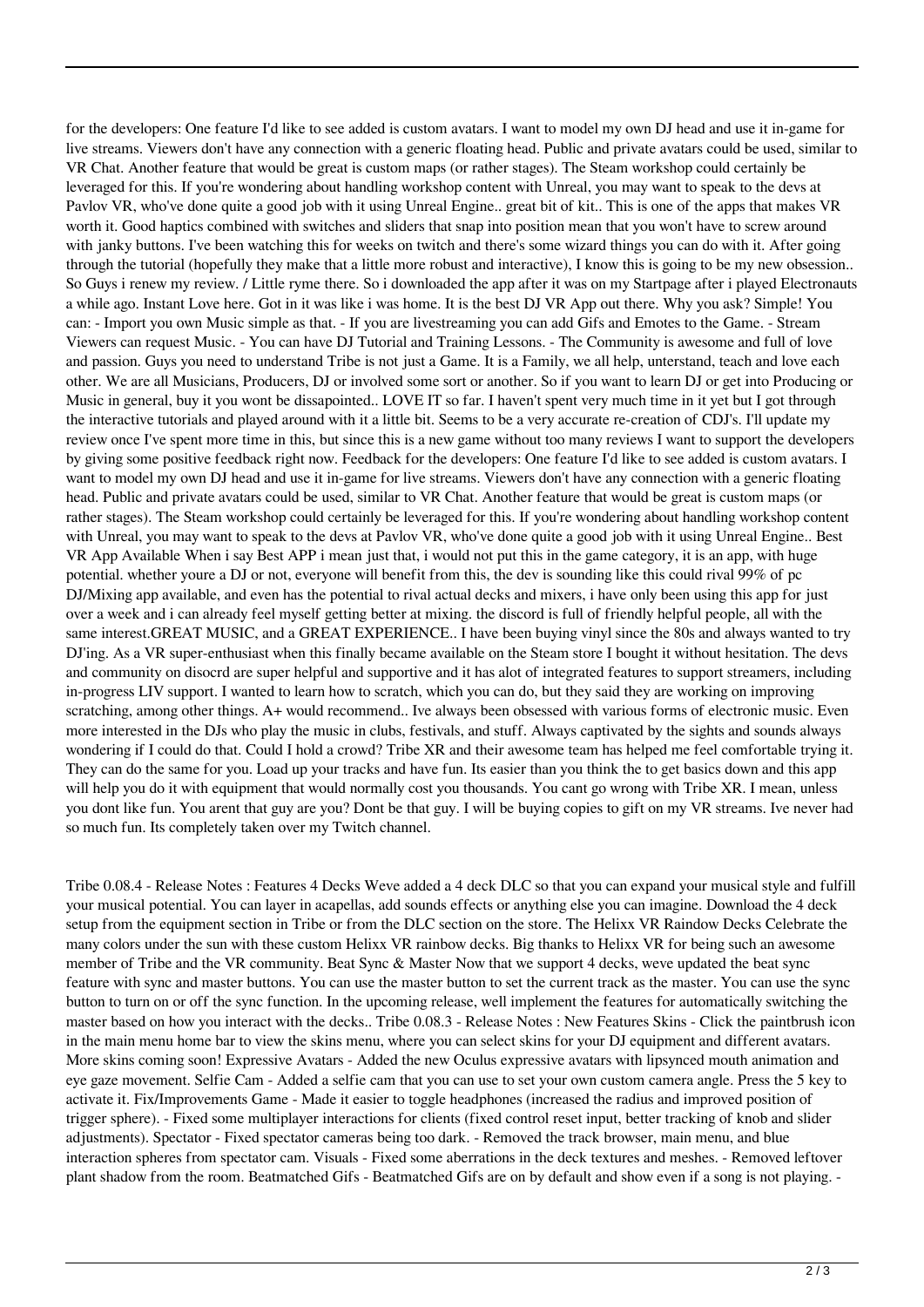for the developers: One feature I'd like to see added is custom avatars. I want to model my own DJ head and use it in-game for live streams. Viewers don't have any connection with a generic floating head. Public and private avatars could be used, similar to VR Chat. Another feature that would be great is custom maps (or rather stages). The Steam workshop could certainly be leveraged for this. If you're wondering about handling workshop content with Unreal, you may want to speak to the devs at Pavlov VR, who've done quite a good job with it using Unreal Engine.. great bit of kit.. This is one of the apps that makes VR worth it. Good haptics combined with switches and sliders that snap into position mean that you won't have to screw around with janky buttons. I've been watching this for weeks on twitch and there's some wizard things you can do with it. After going through the tutorial (hopefully they make that a little more robust and interactive), I know this is going to be my new obsession.. So Guys i renew my review. / Little ryme there. So i downloaded the app after it was on my Startpage after i played Electronauts a while ago. Instant Love here. Got in it was like i was home. It is the best DJ VR App out there. Why you ask? Simple! You can: - Import you own Music simple as that. - If you are livestreaming you can add Gifs and Emotes to the Game. - Stream Viewers can request Music. - You can have DJ Tutorial and Training Lessons. - The Community is awesome and full of love and passion. Guys you need to understand Tribe is not just a Game. It is a Family, we all help, unterstand, teach and love each other. We are all Musicians, Producers, DJ or involved some sort or another. So if you want to learn DJ or get into Producing or Music in general, buy it you wont be dissapointed.. LOVE IT so far. I haven't spent very much time in it yet but I got through the interactive tutorials and played around with it a little bit. Seems to be a very accurate re-creation of CDJ's. I'll update my review once I've spent more time in this, but since this is a new game without too many reviews I want to support the developers by giving some positive feedback right now. Feedback for the developers: One feature I'd like to see added is custom avatars. I want to model my own DJ head and use it in-game for live streams. Viewers don't have any connection with a generic floating head. Public and private avatars could be used, similar to VR Chat. Another feature that would be great is custom maps (or rather stages). The Steam workshop could certainly be leveraged for this. If you're wondering about handling workshop content with Unreal, you may want to speak to the devs at Pavlov VR, who've done quite a good job with it using Unreal Engine.. Best VR App Available When i say Best APP i mean just that, i would not put this in the game category, it is an app, with huge potential. whether youre a DJ or not, everyone will benefit from this, the dev is sounding like this could rival 99% of pc DJ/Mixing app available, and even has the potential to rival actual decks and mixers, i have only been using this app for just over a week and i can already feel myself getting better at mixing. the discord is full of friendly helpful people, all with the same interest.GREAT MUSIC, and a GREAT EXPERIENCE.. I have been buying vinyl since the 80s and always wanted to try DJ'ing. As a VR super-enthusiast when this finally became available on the Steam store I bought it without hesitation. The devs and community on disocrd are super helpful and supportive and it has alot of integrated features to support streamers, including in-progress LIV support. I wanted to learn how to scratch, which you can do, but they said they are working on improving scratching, among other things. A+ would recommend.. Ive always been obsessed with various forms of electronic music. Even more interested in the DJs who play the music in clubs, festivals, and stuff. Always captivated by the sights and sounds always wondering if I could do that. Could I hold a crowd? Tribe XR and their awesome team has helped me feel comfortable trying it. They can do the same for you. Load up your tracks and have fun. Its easier than you think the to get basics down and this app will help you do it with equipment that would normally cost you thousands. You cant go wrong with Tribe XR. I mean, unless you dont like fun. You arent that guy are you? Dont be that guy. I will be buying copies to gift on my VR streams. Ive never had so much fun. Its completely taken over my Twitch channel.

Tribe 0.08.4 - Release Notes : Features 4 Decks Weve added a 4 deck DLC so that you can expand your musical style and fulfill your musical potential. You can layer in acapellas, add sounds effects or anything else you can imagine. Download the 4 deck setup from the equipment section in Tribe or from the DLC section on the store. The Helixx VR Raindow Decks Celebrate the many colors under the sun with these custom Helixx VR rainbow decks. Big thanks to Helixx VR for being such an awesome member of Tribe and the VR community. Beat Sync & Master Now that we support 4 decks, weve updated the beat sync feature with sync and master buttons. You can use the master button to set the current track as the master. You can use the sync button to turn on or off the sync function. In the upcoming release, well implement the features for automatically switching the master based on how you interact with the decks.. Tribe 0.08.3 - Release Notes : New Features Skins - Click the paintbrush icon in the main menu home bar to view the skins menu, where you can select skins for your DJ equipment and different avatars. More skins coming soon! Expressive Avatars - Added the new Oculus expressive avatars with lipsynced mouth animation and eye gaze movement. Selfie Cam - Added a selfie cam that you can use to set your own custom camera angle. Press the 5 key to activate it. Fix/Improvements Game - Made it easier to toggle headphones (increased the radius and improved position of trigger sphere). - Fixed some multiplayer interactions for clients (fixed control reset input, better tracking of knob and slider adjustments). Spectator - Fixed spectator cameras being too dark. - Removed the track browser, main menu, and blue interaction spheres from spectator cam. Visuals - Fixed some aberrations in the deck textures and meshes. - Removed leftover plant shadow from the room. Beatmatched Gifs - Beatmatched Gifs are on by default and show even if a song is not playing. -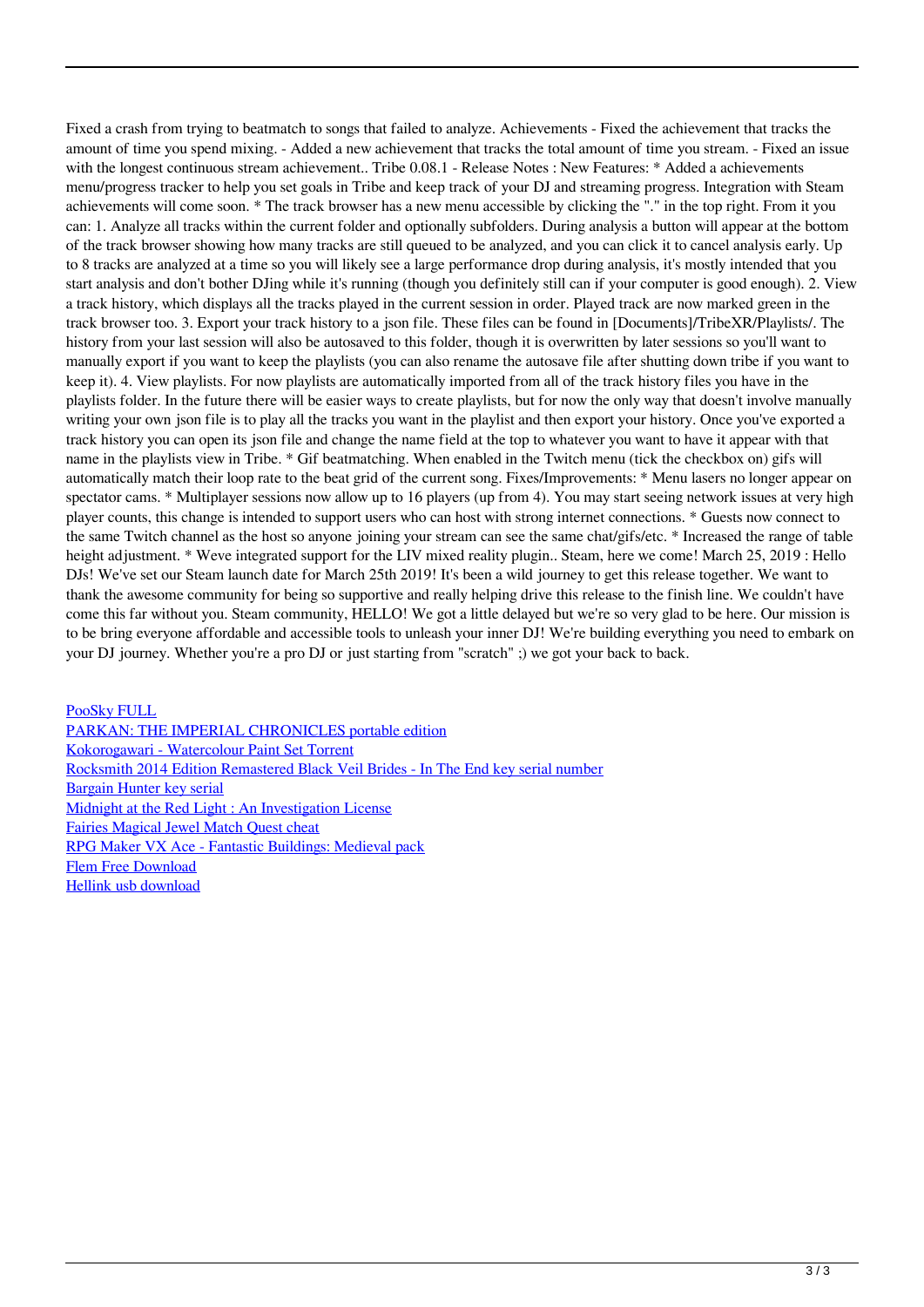Fixed a crash from trying to beatmatch to songs that failed to analyze. Achievements - Fixed the achievement that tracks the amount of time you spend mixing. - Added a new achievement that tracks the total amount of time you stream. - Fixed an issue with the longest continuous stream achievement.. Tribe 0.08.1 - Release Notes : New Features: * Added a achievements menu/progress tracker to help you set goals in Tribe and keep track of your DJ and streaming progress. Integration with Steam achievements will come soon. * The track browser has a new menu accessible by clicking the "." in the top right. From it you can: 1. Analyze all tracks within the current folder and optionally subfolders. During analysis a button will appear at the bottom of the track browser showing how many tracks are still queued to be analyzed, and you can click it to cancel analysis early. Up to 8 tracks are analyzed at a time so you will likely see a large performance drop during analysis, it's mostly intended that you start analysis and don't bother DJing while it's running (though you definitely still can if your computer is good enough). 2. View a track history, which displays all the tracks played in the current session in order. Played track are now marked green in the track browser too. 3. Export your track history to a json file. These files can be found in [Documents]/TribeXR/Playlists/. The history from your last session will also be autosaved to this folder, though it is overwritten by later sessions so you'll want to manually export if you want to keep the playlists (you can also rename the autosave file after shutting down tribe if you want to keep it). 4. View playlists. For now playlists are automatically imported from all of the track history files you have in the playlists folder. In the future there will be easier ways to create playlists, but for now the only way that doesn't involve manually writing your own json file is to play all the tracks you want in the playlist and then export your history. Once you've exported a track history you can open its json file and change the name field at the top to whatever you want to have it appear with that name in the playlists view in Tribe. * Gif beatmatching. When enabled in the Twitch menu (tick the checkbox on) gifs will automatically match their loop rate to the beat grid of the current song. Fixes/Improvements: * Menu lasers no longer appear on spectator cams. * Multiplayer sessions now allow up to 16 players (up from 4). You may start seeing network issues at very high player counts, this change is intended to support users who can host with strong internet connections. * Guests now connect to the same Twitch channel as the host so anyone joining your stream can see the same chat/gifs/etc. * Increased the range of table height adjustment. * Weve integrated support for the LIV mixed reality plugin.. Steam, here we come! March 25, 2019 : Hello DJs! We've set our Steam launch date for March 25th 2019! It's been a wild journey to get this release together. We want to thank the awesome community for being so supportive and really helping drive this release to the finish line. We couldn't have come this far without you. Steam community, HELLO! We got a little delayed but we're so very glad to be here. Our mission is to be bring everyone affordable and accessible tools to unleash your inner DJ! We're building everything you need to embark on your DJ journey. Whether you're a pro DJ or just starting from "scratch" ;) we got your back to back.

PooSky FULL
PARKAN: THE IMPERIAL CHRONICLES portable edition
Kokorogawari - Watercolour Paint Set Torrent
Rocksmith 2014 Edition Remastered Black Veil Brides - In The End key serial number
Bargain Hunter key serial
Midnight at the Red Light : An Investigation License
Fairies Magical Jewel Match Quest cheat
RPG Maker VX Ace - Fantastic Buildings: Medieval pack
Flem Free Download
Hellink usb download